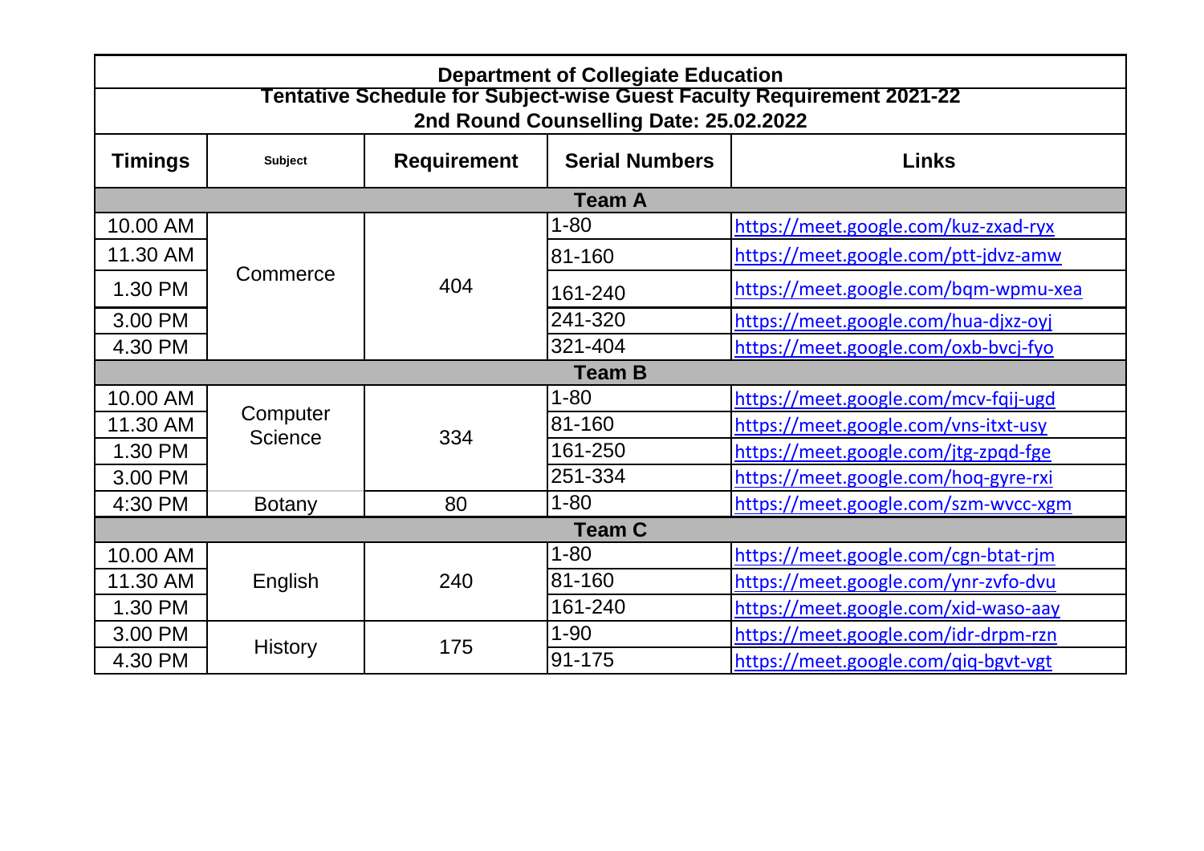# Department of Collegiate Education

## Tentative Schedule for Subject-wise Guest Faculty Requirement 2021-22

### 2nd Round Counselling Date: 25.02.2022

| Timings | Subject | Requirement | Serial Numbers | Links |
|---|---|---|---|---|
| **Team A** | | | | |
| 10.00 AM | Commerce | 404 | 1-80 | https://meet.google.com/kuz-zxad-ryx |
| 11.30 AM | | | 81-160 | https://meet.google.com/ptt-jdvz-amw |
| 1.30 PM | | | 161-240 | https://meet.google.com/bqm-wpmu-xea |
| 3.00 PM | | | 241-320 | https://meet.google.com/hua-djxz-oyj |
| 4.30 PM | | | 321-404 | https://meet.google.com/oxb-bvcj-fyo |
| **Team B** | | | | |
| 10.00 AM | Computer Science | 334 | 1-80 | https://meet.google.com/mcv-fqij-ugd |
| 11.30 AM | | | 81-160 | https://meet.google.com/vns-itxt-usy |
| 1.30 PM | | | 161-250 | https://meet.google.com/jtg-zpqd-fge |
| 3.00 PM | | | 251-334 | https://meet.google.com/hoq-gyre-rxi |
| 4:30 PM | Botany | 80 | 1-80 | https://meet.google.com/szm-wvcc-xgm |
| **Team C** | | | | |
| 10.00 AM | English | 240 | 1-80 | https://meet.google.com/cgn-btat-rjm |
| 11.30 AM | | | 81-160 | https://meet.google.com/ynr-zvfo-dvu |
| 1.30 PM | | | 161-240 | https://meet.google.com/xid-waso-aay |
| 3.00 PM | History | 175 | 1-90 | https://meet.google.com/idr-drpm-rzn |
| 4.30 PM | | | 91-175 | https://meet.google.com/qiq-bgvt-vgt |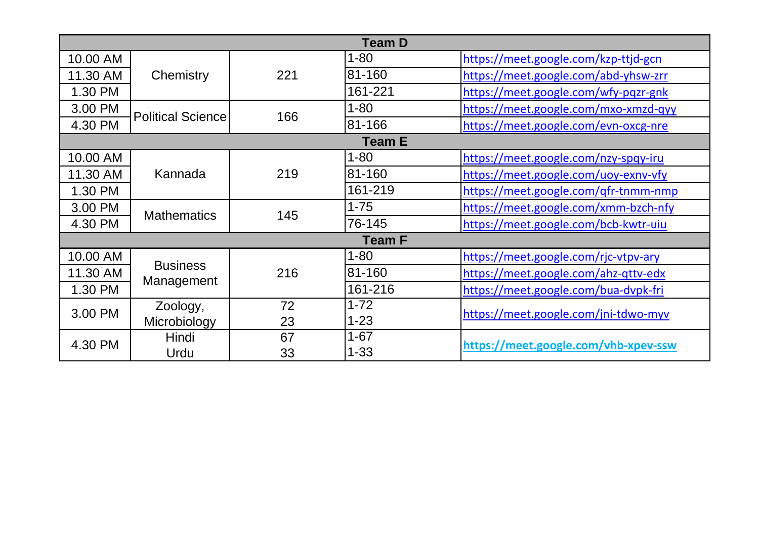| Team D | | | | |
|---|---|---|---|---|
| 10.00 AM | Chemistry | 221 | 1-80 | https://meet.google.com/kzp-ttjd-gcn |
| 11.30 AM | | | 81-160 | https://meet.google.com/abd-yhsw-zrr |
| 1.30 PM | | | 161-221 | https://meet.google.com/wfy-pqzr-gnk |
| 3.00 PM | Political Science | 166 | 1-80 | https://meet.google.com/mxo-xmzd-qyy |
| 4.30 PM | | | 81-166 | https://meet.google.com/evn-oxcg-nre |
| **Team E** | | | | |
| 10.00 AM | Kannada | 219 | 1-80 | https://meet.google.com/nzy-spqy-iru |
| 11.30 AM | | | 81-160 | https://meet.google.com/uoy-exnv-vfy |
| 1.30 PM | | | 161-219 | https://meet.google.com/qfr-tnmm-nmp |
| 3.00 PM | Mathematics | 145 | 1-75 | https://meet.google.com/xmm-bzch-nfy |
| 4.30 PM | | | 76-145 | https://meet.google.com/bcb-kwtr-uiu |
| **Team F** | | | | |
| 10.00 AM | Business Management | 216 | 1-80 | https://meet.google.com/rjc-vtpv-ary |
| 11.30 AM | | | 81-160 | https://meet.google.com/ahz-qttv-edx |
| 1.30 PM | | | 161-216 | https://meet.google.com/bua-dvpk-fri |
| 3.00 PM | Zoology, Microbiology | 72 23 | 1-72 1-23 | https://meet.google.com/jni-tdwo-myv |
| 4.30 PM | Hindi Urdu | 67 33 | 1-67 1-33 | **https://meet.google.com/vhb-xpev-ssw** |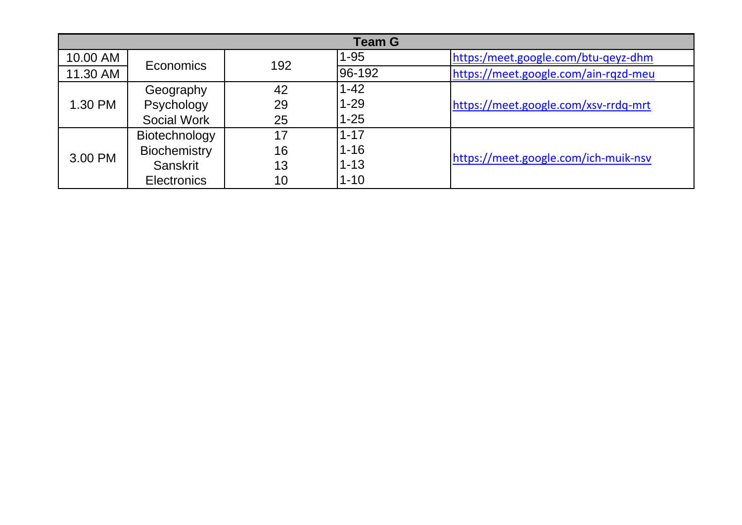| Team G | | | | |
|---|---|---|---|---|
| 10.00 AM | Economics | 192 | 1-95 | https:/meet.google.com/btu-qeyz-dhm |
| 11.30 AM | | | 96-192 | https://meet.google.com/ain-rqzd-meu |
| 1.30 PM | Geography | 42 | 1-42 | https://meet.google.com/xsv-rrdq-mrt |
| | Psychology | 29 | 1-29 | |
| | Social Work | 25 | 1-25 | |
| 3.00 PM | Biotechnology | 17 | 1-17 | https://meet.google.com/ich-muik-nsv |
| | Biochemistry | 16 | 1-16 | |
| | Sanskrit | 13 | 1-13 | |
| | Electronics | 10 | 1-10 | |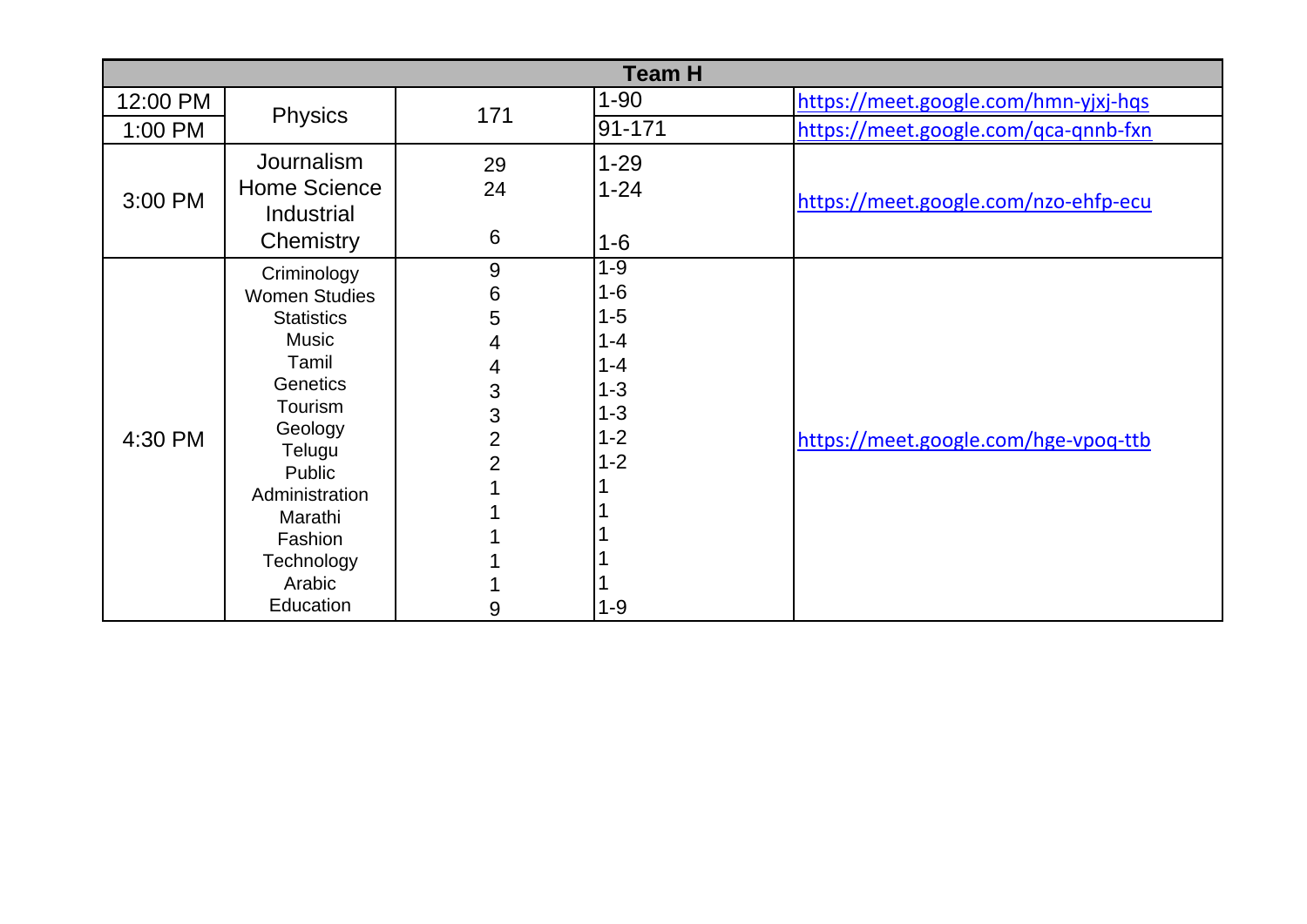| Team H | | | | |
|---|---|---|---|---|
| 12:00 PM | Physics | 171 | 1-90 | https://meet.google.com/hmn-yjxj-hqs |
| 1:00 PM | | | 91-171 | https://meet.google.com/qca-qnnb-fxn |
| 3:00 PM | Journalism | 29 | 1-29 | https://meet.google.com/nzo-ehfp-ecu |
| | Home Science | 24 | 1-24 | |
| | Industrial Chemistry | 6 | 1-6 | |
| 4:30 PM | Criminology | 9 | 1-9 | https://meet.google.com/hge-vpoq-ttb |
| | Women Studies | 6 | 1-6 | |
| | Statistics | 5 | 1-5 | |
| | Music | 4 | 1-4 | |
| | Tamil | 4 | 1-4 | |
| | Genetics | 3 | 1-3 | |
| | Tourism | 3 | 1-3 | |
| | Geology | 2 | 1-2 | |
| | Telugu | 2 | 1-2 | |
| | Public Administration | 1 | 1 | |
| | Marathi | 1 | 1 | |
| | Fashion Technology | 1 | 1 | |
| | Arabic | 1 | 1 | |
| | Education | 9 | 1-9 | |